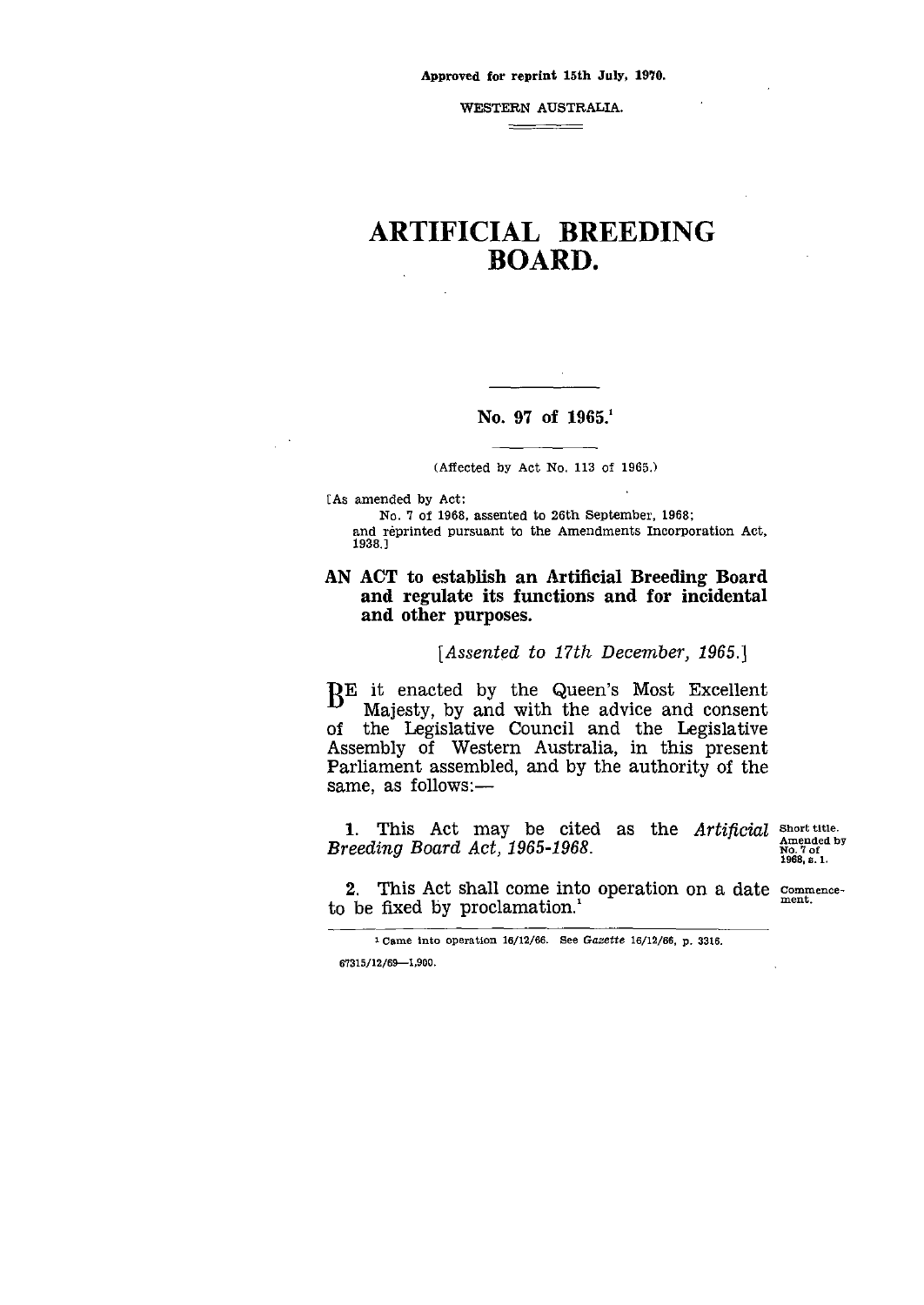Approved for reprint 15th July, 1970.

WESTERN AUSTRALIA.

# ARTIFICIAL BREEDING BOARD.

## No. 97 of 1965.[1]

(Affected by Act No. 113 of 1965.)

[As amended by Act:
No. 7 of 1968, assented to 26th September, 1968;
and reprinted pursuant to the Amendments Incorporation Act, 1938.]

**AN ACT to establish an Artificial Breeding Board and regulate its functions and for incidental and other purposes.**

*[Assented to 17th December, 1965.]*

BE it enacted by the Queen's Most Excellent Majesty, by and with the advice and consent of the Legislative Council and the Legislative Assembly of Western Australia, in this present Parliament assembled, and by the authority of the same, as follows:—

Short title. Amended by No. 7 of 1968, s. 1.

**1.** This Act may be cited as the *Artificial Breeding Board Act, 1965-1968.*

Commencement.

**2.** This Act shall come into operation on a date to be fixed by proclamation.[1]

[1] Came into operation 16/12/66. See *Gazette* 16/12/66, p. 3316.

67315/12/69—1,900.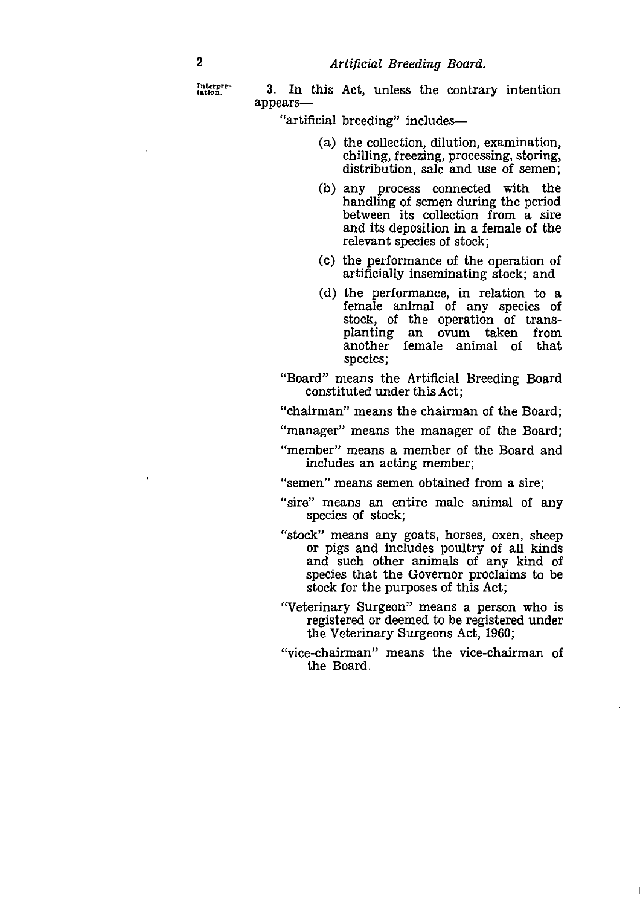Interpretation.

3. In this Act, unless the contrary intention appears—

"artificial breeding" includes—

(a) the collection, dilution, examination, chilling, freezing, processing, storing, distribution, sale and use of semen;

(b) any process connected with the handling of semen during the period between its collection from a sire and its deposition in a female of the relevant species of stock;

(c) the performance of the operation of artificially inseminating stock; and

(d) the performance, in relation to a female animal of any species of stock, of the operation of transplanting an ovum taken from another female animal of that species;

"Board" means the Artificial Breeding Board constituted under this Act;

"chairman" means the chairman of the Board;

"manager" means the manager of the Board;

"member" means a member of the Board and includes an acting member;

"semen" means semen obtained from a sire;

"sire" means an entire male animal of any species of stock;

"stock" means any goats, horses, oxen, sheep or pigs and includes poultry of all kinds and such other animals of any kind of species that the Governor proclaims to be stock for the purposes of this Act;

"Veterinary Surgeon" means a person who is registered or deemed to be registered under the Veterinary Surgeons Act, 1960;

"vice-chairman" means the vice-chairman of the Board.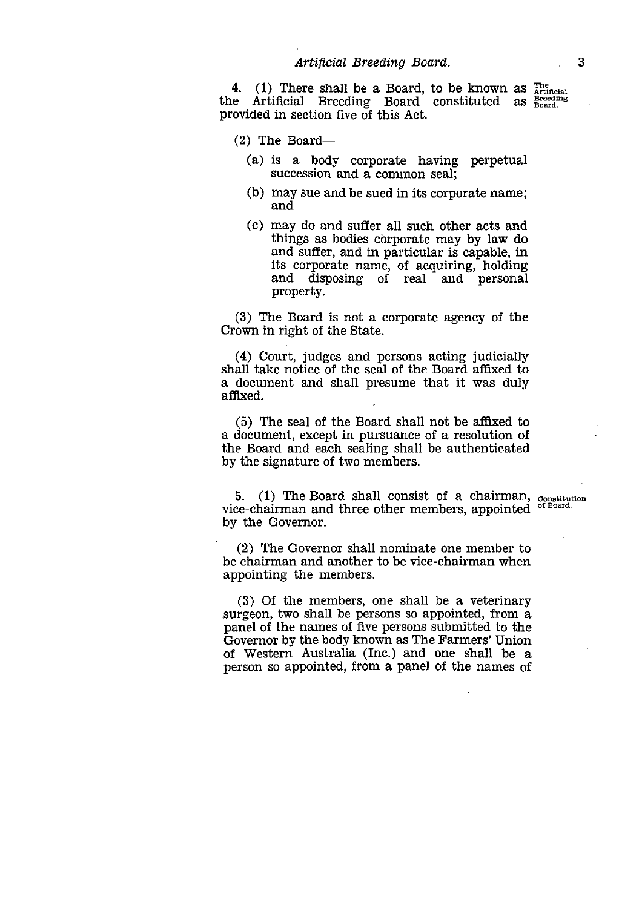4. (1) There shall be a Board, to be known as the Artificial Breeding Board constituted as provided in section five of this Act.

*The Artificial Breeding Board.*

(2) The Board—

(a) is a body corporate having perpetual succession and a common seal;

(b) may sue and be sued in its corporate name; and

(c) may do and suffer all such other acts and things as bodies corporate may by law do and suffer, and in particular is capable, in its corporate name, of acquiring, holding and disposing of real and personal property.

(3) The Board is not a corporate agency of the Crown in right of the State.

(4) Court, judges and persons acting judicially shall take notice of the seal of the Board affixed to a document and shall presume that it was duly affixed.

(5) The seal of the Board shall not be affixed to a document, except in pursuance of a resolution of the Board and each sealing shall be authenticated by the signature of two members.

5. (1) The Board shall consist of a chairman, vice-chairman and three other members, appointed by the Governor.

*Constitution of Board.*

(2) The Governor shall nominate one member to be chairman and another to be vice-chairman when appointing the members.

(3) Of the members, one shall be a veterinary surgeon, two shall be persons so appointed, from a panel of the names of five persons submitted to the Governor by the body known as The Farmers' Union of Western Australia (Inc.) and one shall be a person so appointed, from a panel of the names of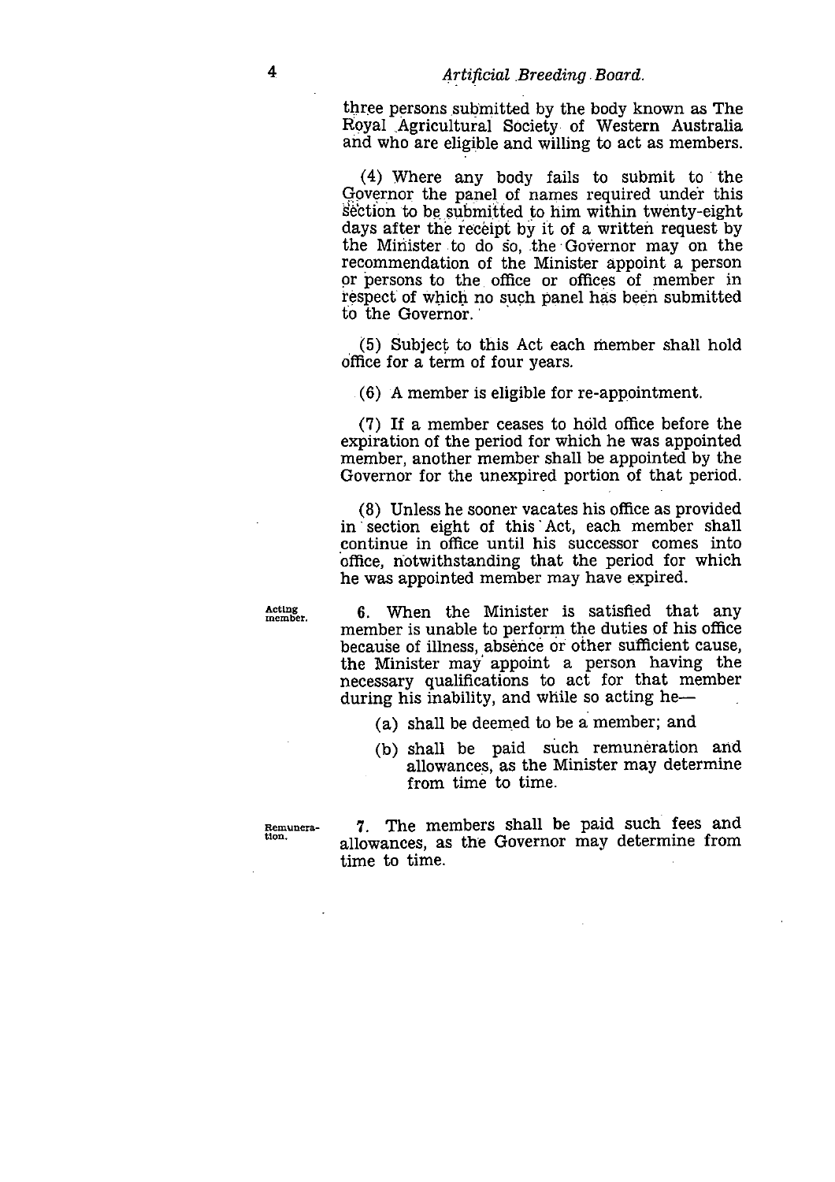three persons submitted by the body known as The Royal Agricultural Society of Western Australia and who are eligible and willing to act as members.

(4) Where any body fails to submit to the Governor the panel of names required under this section to be submitted to him within twenty-eight days after the receipt by it of a written request by the Minister to do so, the Governor may on the recommendation of the Minister appoint a person or persons to the office or offices of member in respect of which no such panel has been submitted to the Governor.

(5) Subject to this Act each member shall hold office for a term of four years.

(6) A member is eligible for re-appointment.

(7) If a member ceases to hold office before the expiration of the period for which he was appointed member, another member shall be appointed by the Governor for the unexpired portion of that period.

(8) Unless he sooner vacates his office as provided in section eight of this Act, each member shall continue in office until his successor comes into office, notwithstanding that the period for which he was appointed member may have expired.

*Acting member.*

6. When the Minister is satisfied that any member is unable to perform the duties of his office because of illness, absence or other sufficient cause, the Minister may appoint a person having the necessary qualifications to act for that member during his inability, and while so acting he—

(a) shall be deemed to be a member; and

(b) shall be paid such remuneration and allowances, as the Minister may determine from time to time.

*Remuneration.*

7. The members shall be paid such fees and allowances, as the Governor may determine from time to time.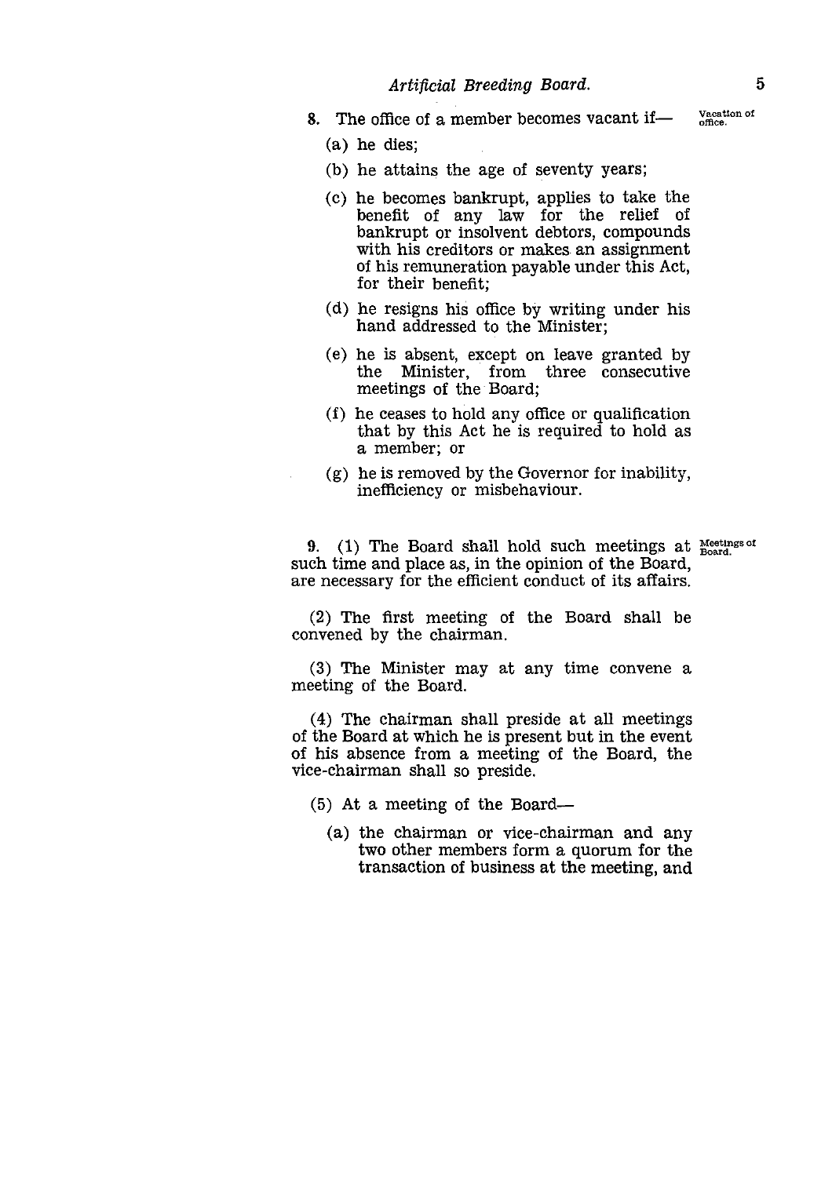8. The office of a member becomes vacant if— Vacation of office.

(a) he dies;

(b) he attains the age of seventy years;

(c) he becomes bankrupt, applies to take the benefit of any law for the relief of bankrupt or insolvent debtors, compounds with his creditors or makes an assignment of his remuneration payable under this Act, for their benefit;

(d) he resigns his office by writing under his hand addressed to the Minister;

(e) he is absent, except on leave granted by the Minister, from three consecutive meetings of the Board;

(f) he ceases to hold any office or qualification that by this Act he is required to hold as a member; or

(g) he is removed by the Governor for inability, inefficiency or misbehaviour.

9. (1) The Board shall hold such meetings at such time and place as, in the opinion of the Board, are necessary for the efficient conduct of its affairs. Meetings of Board.

(2) The first meeting of the Board shall be convened by the chairman.

(3) The Minister may at any time convene a meeting of the Board.

(4) The chairman shall preside at all meetings of the Board at which he is present but in the event of his absence from a meeting of the Board, the vice-chairman shall so preside.

(5) At a meeting of the Board—

(a) the chairman or vice-chairman and any two other members form a quorum for the transaction of business at the meeting, and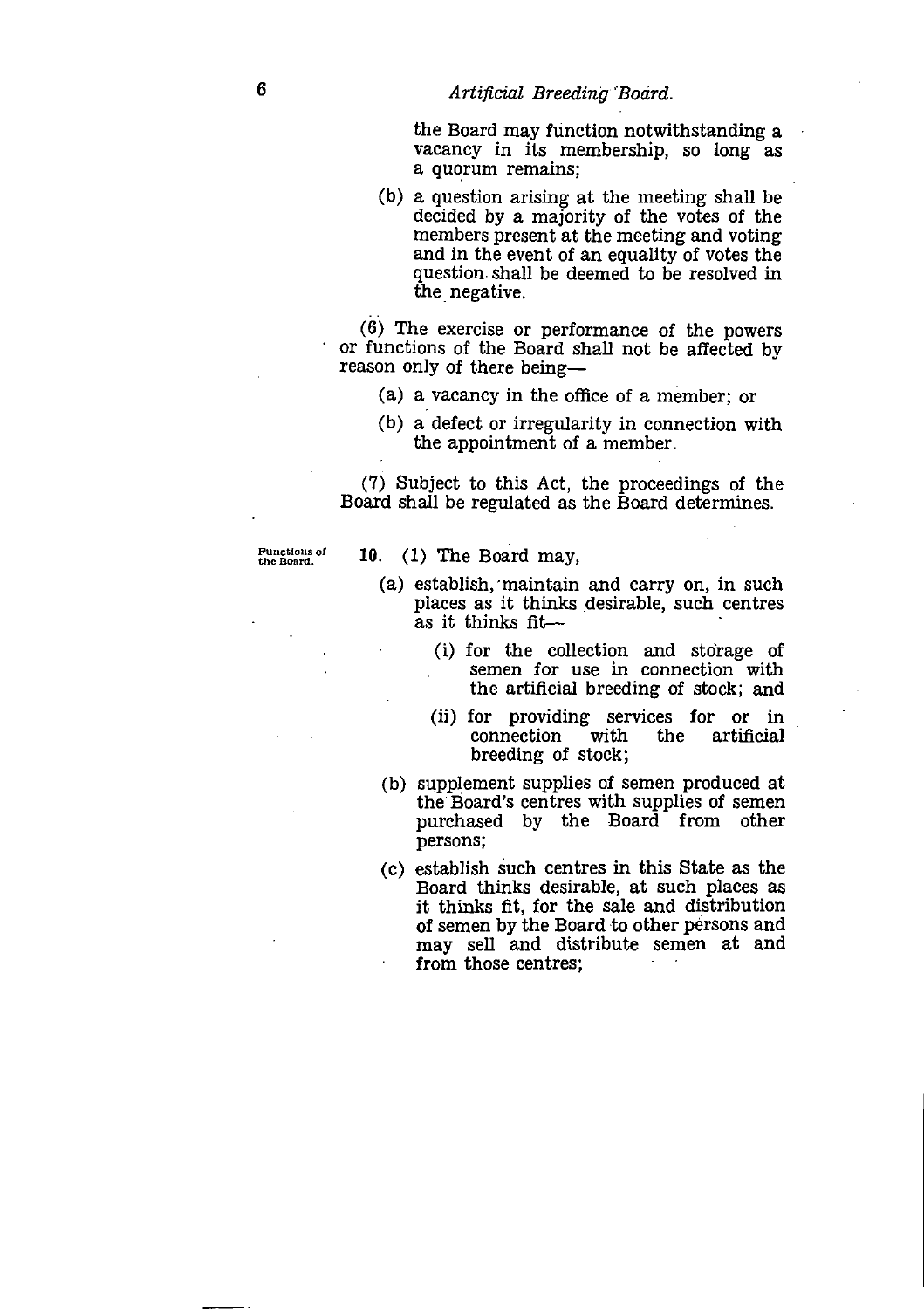the Board may function notwithstanding a vacancy in its membership, so long as a quorum remains;

(b) a question arising at the meeting shall be decided by a majority of the votes of the members present at the meeting and voting and in the event of an equality of votes the question shall be deemed to be resolved in the negative.

(6) The exercise or performance of the powers or functions of the Board shall not be affected by reason only of there being—

(a) a vacancy in the office of a member; or

(b) a defect or irregularity in connection with the appointment of a member.

(7) Subject to this Act, the proceedings of the Board shall be regulated as the Board determines.

Functions of the Board.

**10.** (1) The Board may,

(a) establish, maintain and carry on, in such places as it thinks desirable, such centres as it thinks fit—

(i) for the collection and storage of semen for use in connection with the artificial breeding of stock; and

(ii) for providing services for or in connection with the artificial breeding of stock;

(b) supplement supplies of semen produced at the Board's centres with supplies of semen purchased by the Board from other persons;

(c) establish such centres in this State as the Board thinks desirable, at such places as it thinks fit, for the sale and distribution of semen by the Board to other persons and may sell and distribute semen at and from those centres;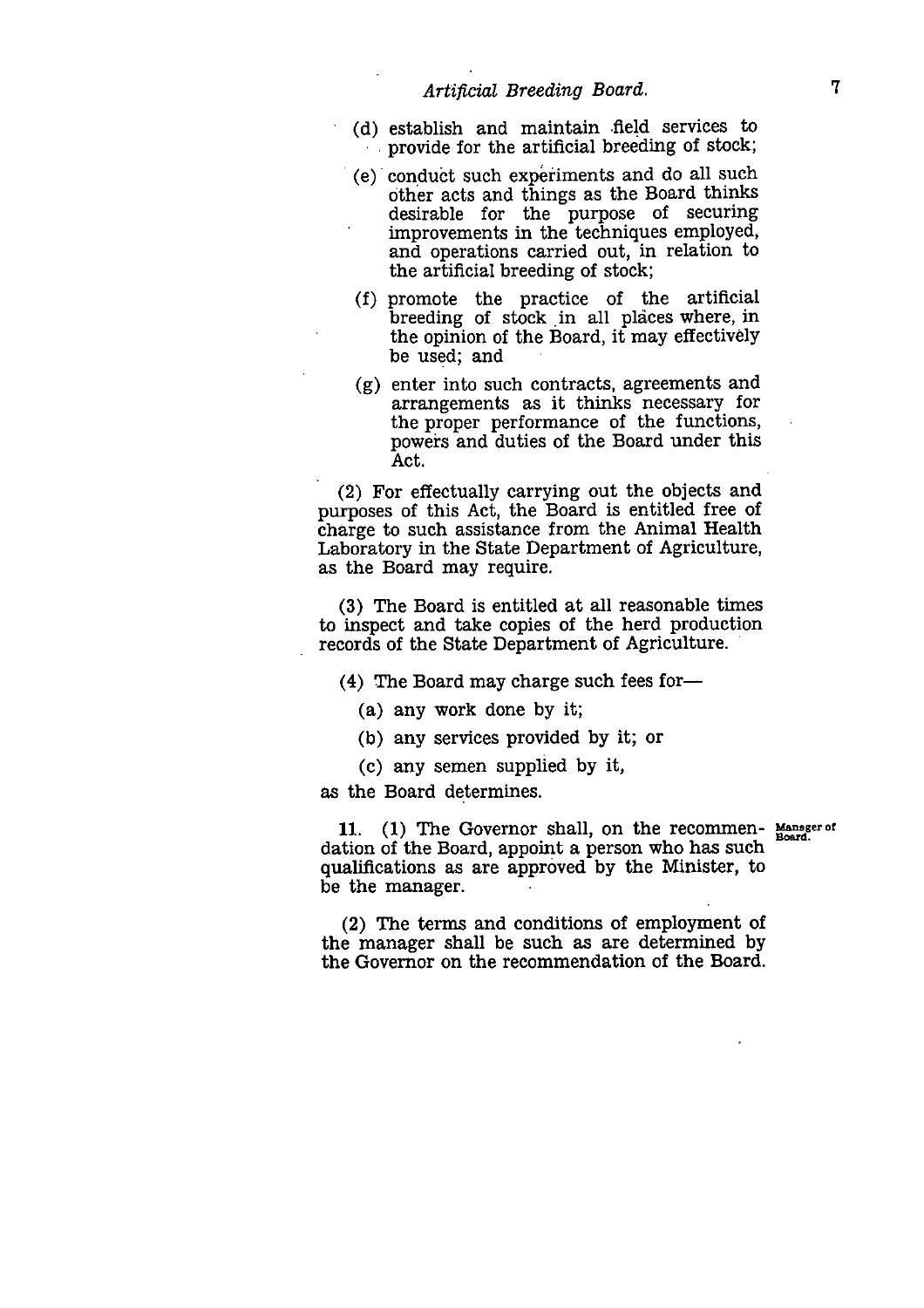(d) establish and maintain field services to provide for the artificial breeding of stock;

(e) conduct such experiments and do all such other acts and things as the Board thinks desirable for the purpose of securing improvements in the techniques employed, and operations carried out, in relation to the artificial breeding of stock;

(f) promote the practice of the artificial breeding of stock in all places where, in the opinion of the Board, it may effectively be used; and

(g) enter into such contracts, agreements and arrangements as it thinks necessary for the proper performance of the functions, powers and duties of the Board under this Act.

(2) For effectually carrying out the objects and purposes of this Act, the Board is entitled free of charge to such assistance from the Animal Health Laboratory in the State Department of Agriculture, as the Board may require.

(3) The Board is entitled at all reasonable times to inspect and take copies of the herd production records of the State Department of Agriculture.

(4) The Board may charge such fees for—

(a) any work done by it;

(b) any services provided by it; or

(c) any semen supplied by it,

as the Board determines.

**Manager of Board.**

11. (1) The Governor shall, on the recommendation of the Board, appoint a person who has such qualifications as are approved by the Minister, to be the manager.

(2) The terms and conditions of employment of the manager shall be such as are determined by the Governor on the recommendation of the Board.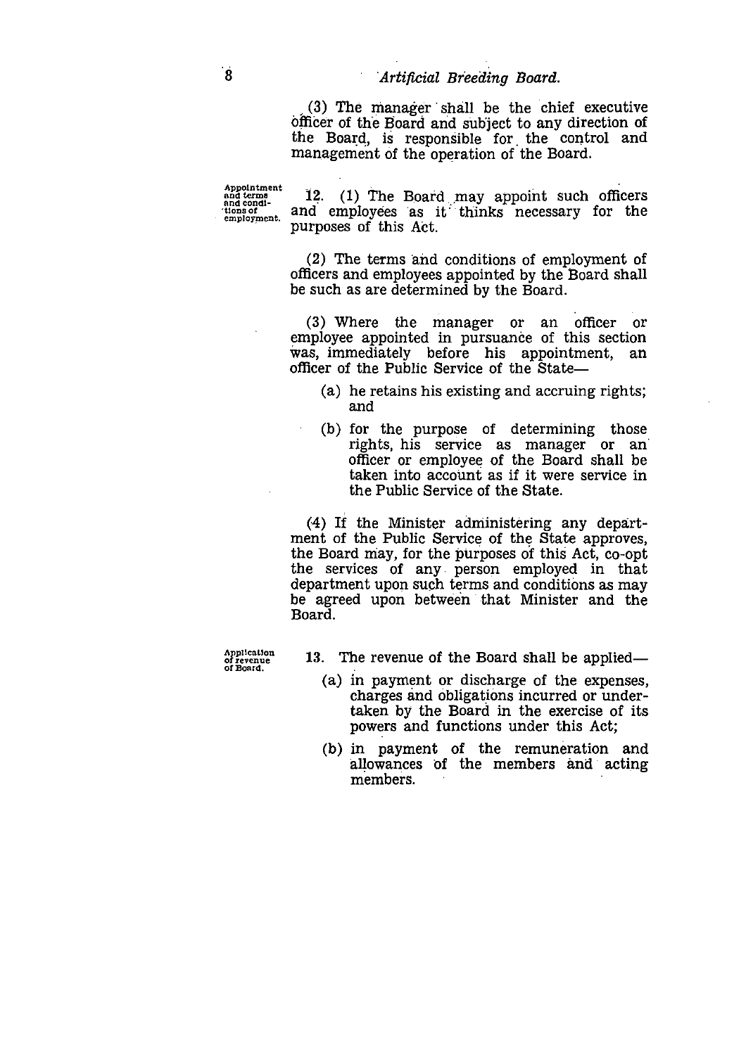(3) The manager shall be the chief executive officer of the Board and subject to any direction of the Board, is responsible for the control and management of the operation of the Board.

Appointment and terms and conditions of employment.

12. (1) The Board may appoint such officers and employees as it thinks necessary for the purposes of this Act.

(2) The terms and conditions of employment of officers and employees appointed by the Board shall be such as are determined by the Board.

(3) Where the manager or an officer or employee appointed in pursuance of this section was, immediately before his appointment, an officer of the Public Service of the State—

- (a) he retains his existing and accruing rights; and
- (b) for the purpose of determining those rights, his service as manager or an officer or employee of the Board shall be taken into account as if it were service in the Public Service of the State.

(4) If the Minister administering any department of the Public Service of the State approves, the Board may, for the purposes of this Act, co-opt the services of any person employed in that department upon such terms and conditions as may be agreed upon between that Minister and the Board.

Application of revenue of Board.

13. The revenue of the Board shall be applied—

- (a) in payment or discharge of the expenses, charges and obligations incurred or undertaken by the Board in the exercise of its powers and functions under this Act;
- (b) in payment of the remuneration and allowances of the members and acting members.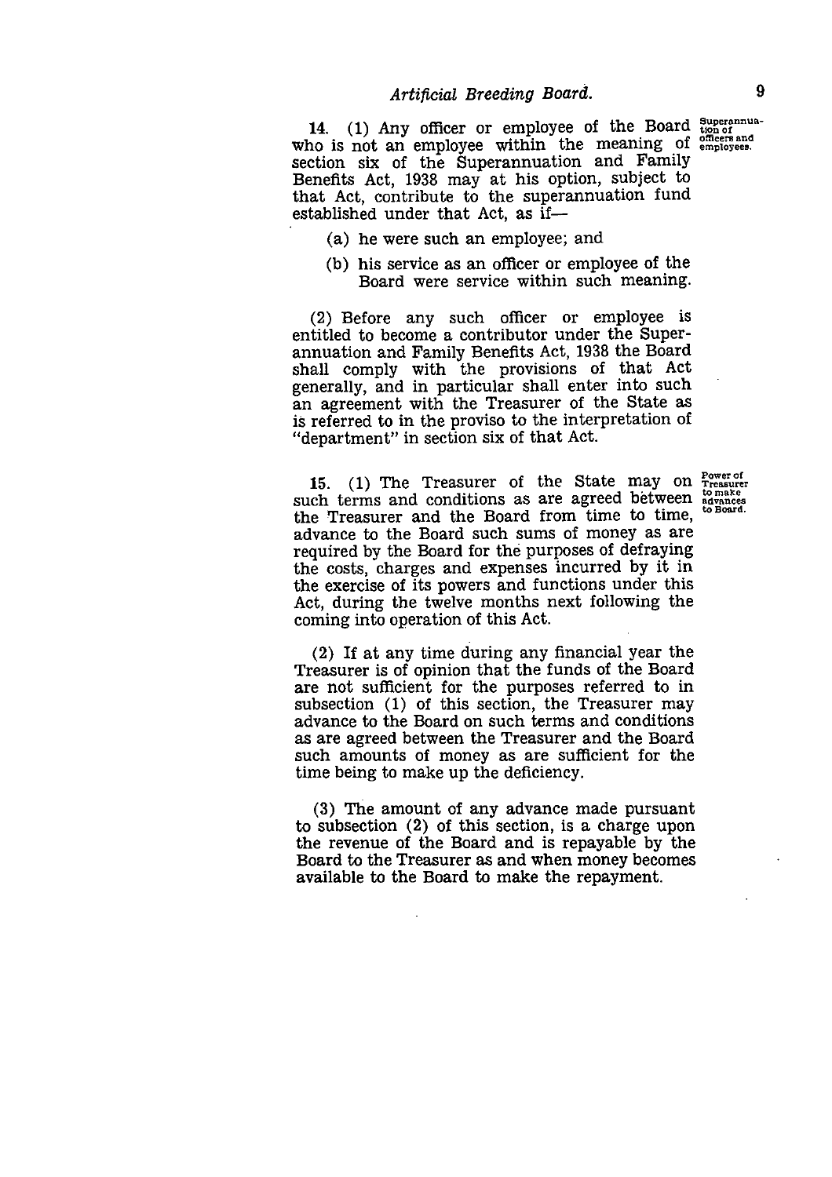**14.** (1) Any officer or employee of the Board who is not an employee within the meaning of section six of the Superannuation and Family Benefits Act, 1938 may at his option, subject to that Act, contribute to the superannuation fund established under that Act, as if—

Superannuation of officers and employees.

(a) he were such an employee; and

(b) his service as an officer or employee of the Board were service within such meaning.

(2) Before any such officer or employee is entitled to become a contributor under the Superannuation and Family Benefits Act, 1938 the Board shall comply with the provisions of that Act generally, and in particular shall enter into such an agreement with the Treasurer of the State as is referred to in the proviso to the interpretation of "department" in section six of that Act.

**15.** (1) The Treasurer of the State may on such terms and conditions as are agreed between the Treasurer and the Board from time to time, advance to the Board such sums of money as are required by the Board for the purposes of defraying the costs, charges and expenses incurred by it in the exercise of its powers and functions under this Act, during the twelve months next following the coming into operation of this Act.

Power of Treasurer to make advances to Board.

(2) If at any time during any financial year the Treasurer is of opinion that the funds of the Board are not sufficient for the purposes referred to in subsection (1) of this section, the Treasurer may advance to the Board on such terms and conditions as are agreed between the Treasurer and the Board such amounts of money as are sufficient for the time being to make up the deficiency.

(3) The amount of any advance made pursuant to subsection (2) of this section, is a charge upon the revenue of the Board and is repayable by the Board to the Treasurer as and when money becomes available to the Board to make the repayment.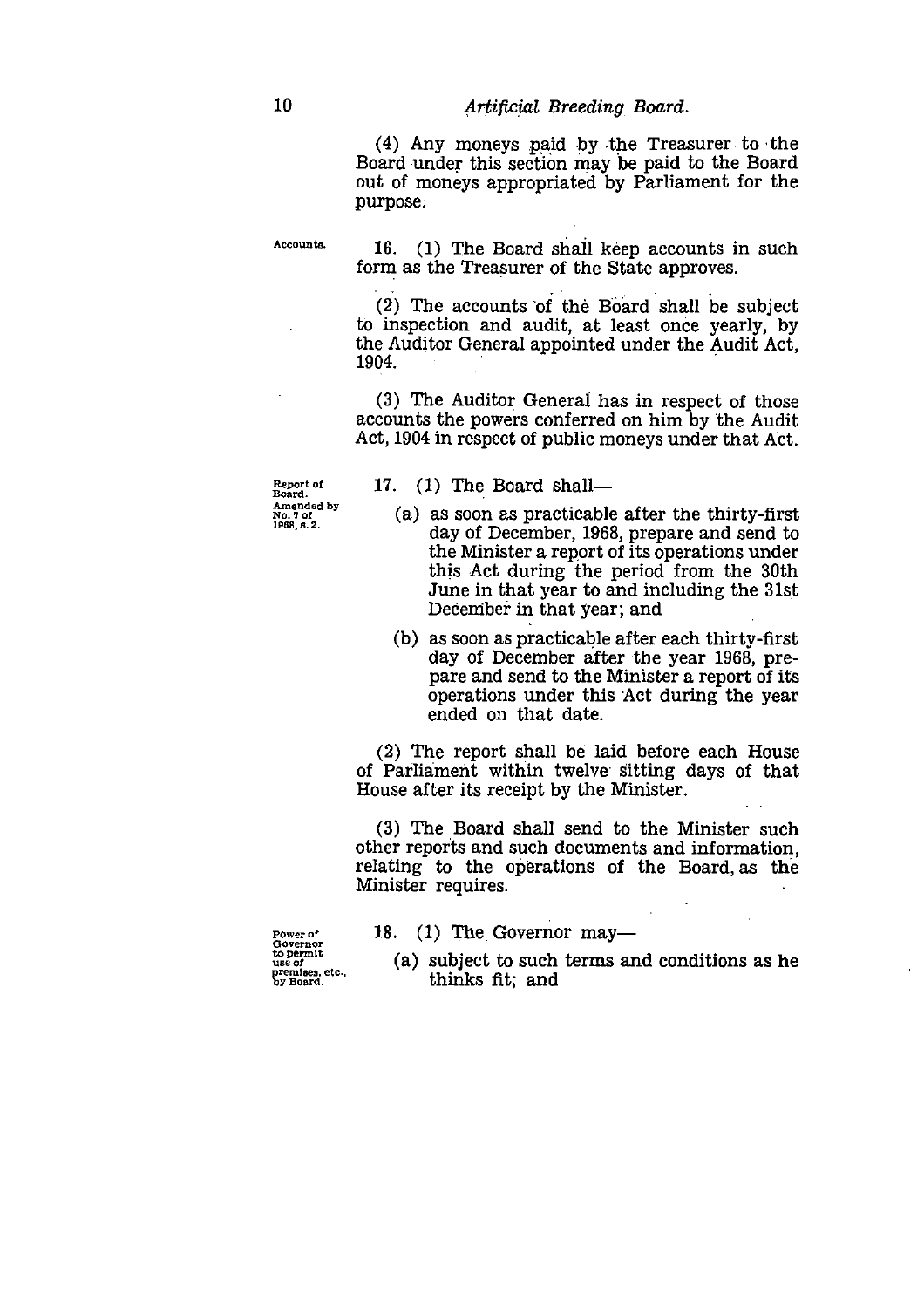(4) Any moneys paid by the Treasurer to the Board under this section may be paid to the Board out of moneys appropriated by Parliament for the purpose.

Accounts.

16. (1) The Board shall keep accounts in such form as the Treasurer of the State approves.

(2) The accounts of the Board shall be subject to inspection and audit, at least once yearly, by the Auditor General appointed under the Audit Act, 1904.

(3) The Auditor General has in respect of those accounts the powers conferred on him by the Audit Act, 1904 in respect of public moneys under that Act.

Report of Board. Amended by No. 7 of 1968, s. 2.

17. (1) The Board shall—

(a) as soon as practicable after the thirty-first day of December, 1968, prepare and send to the Minister a report of its operations under this Act during the period from the 30th June in that year to and including the 31st December in that year; and

(b) as soon as practicable after each thirty-first day of December after the year 1968, prepare and send to the Minister a report of its operations under this Act during the year ended on that date.

(2) The report shall be laid before each House of Parliament within twelve sitting days of that House after its receipt by the Minister.

(3) The Board shall send to the Minister such other reports and such documents and information, relating to the operations of the Board, as the Minister requires.

Power of Governor to permit use of premises, etc., by Board.

18. (1) The Governor may—

(a) subject to such terms and conditions as he thinks fit; and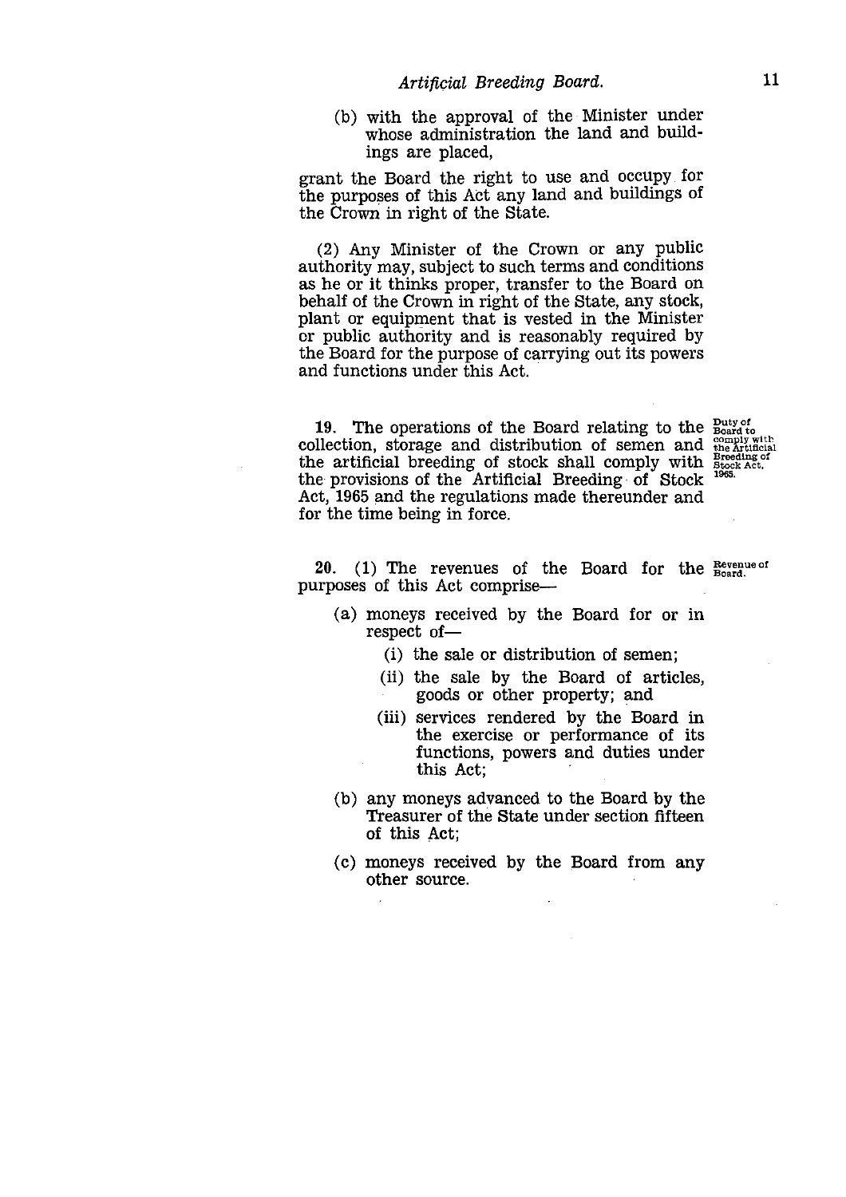(b) with the approval of the Minister under whose administration the land and buildings are placed,

grant the Board the right to use and occupy for the purposes of this Act any land and buildings of the Crown in right of the State.

(2) Any Minister of the Crown or any public authority may, subject to such terms and conditions as he or it thinks proper, transfer to the Board on behalf of the Crown in right of the State, any stock, plant or equipment that is vested in the Minister or public authority and is reasonably required by the Board for the purpose of carrying out its powers and functions under this Act.

Duty of Board to comply with the Artificial Breeding of Stock Act, 1965.

**19.** The operations of the Board relating to the collection, storage and distribution of semen and the artificial breeding of stock shall comply with the provisions of the Artificial Breeding of Stock Act, 1965 and the regulations made thereunder and for the time being in force.

Revenue of Board.

**20.** (1) The revenues of the Board for the purposes of this Act comprise—

- (a) moneys received by the Board for or in respect of—
  - (i) the sale or distribution of semen;
  - (ii) the sale by the Board of articles, goods or other property; and
  - (iii) services rendered by the Board in the exercise or performance of its functions, powers and duties under this Act;
- (b) any moneys advanced to the Board by the Treasurer of the State under section fifteen of this Act;
- (c) moneys received by the Board from any other source.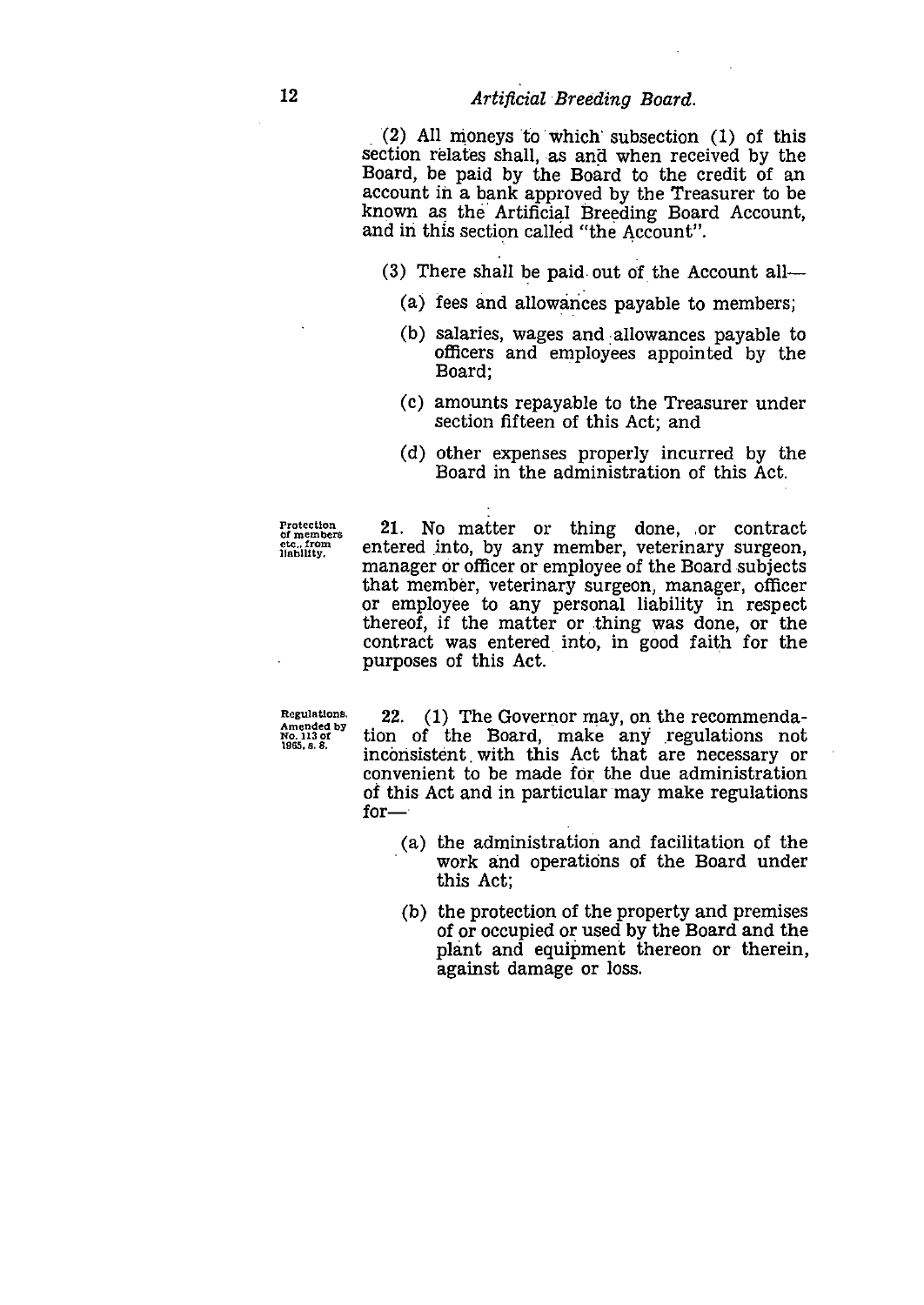(2) All moneys to which subsection (1) of this section relates shall, as and when received by the Board, be paid by the Board to the credit of an account in a bank approved by the Treasurer to be known as the Artificial Breeding Board Account, and in this section called "the Account".

(3) There shall be paid out of the Account all—

(a) fees and allowances payable to members;

(b) salaries, wages and allowances payable to officers and employees appointed by the Board;

(c) amounts repayable to the Treasurer under section fifteen of this Act; and

(d) other expenses properly incurred by the Board in the administration of this Act.

Protection of members etc., from liability.

21. No matter or thing done, or contract entered into, by any member, veterinary surgeon, manager or officer or employee of the Board subjects that member, veterinary surgeon, manager, officer or employee to any personal liability in respect thereof, if the matter or thing was done, or the contract was entered into, in good faith for the purposes of this Act.

Regulations. Amended by No. 113 of 1965, s. 8.

22. (1) The Governor may, on the recommendation of the Board, make any regulations not inconsistent with this Act that are necessary or convenient to be made for the due administration of this Act and in particular may make regulations for—

(a) the administration and facilitation of the work and operations of the Board under this Act;

(b) the protection of the property and premises of or occupied or used by the Board and the plant and equipment thereon or therein, against damage or loss.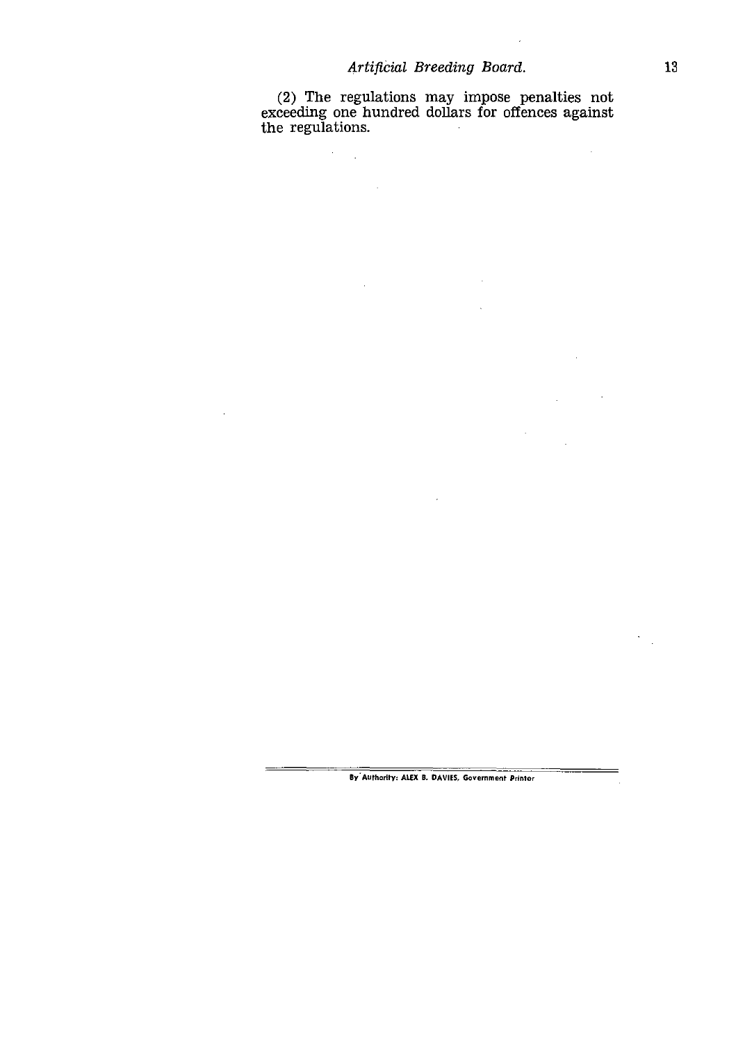(2) The regulations may impose penalties not exceeding one hundred dollars for offences against the regulations.

By Authority: ALEX B. DAVIES, Government Printer